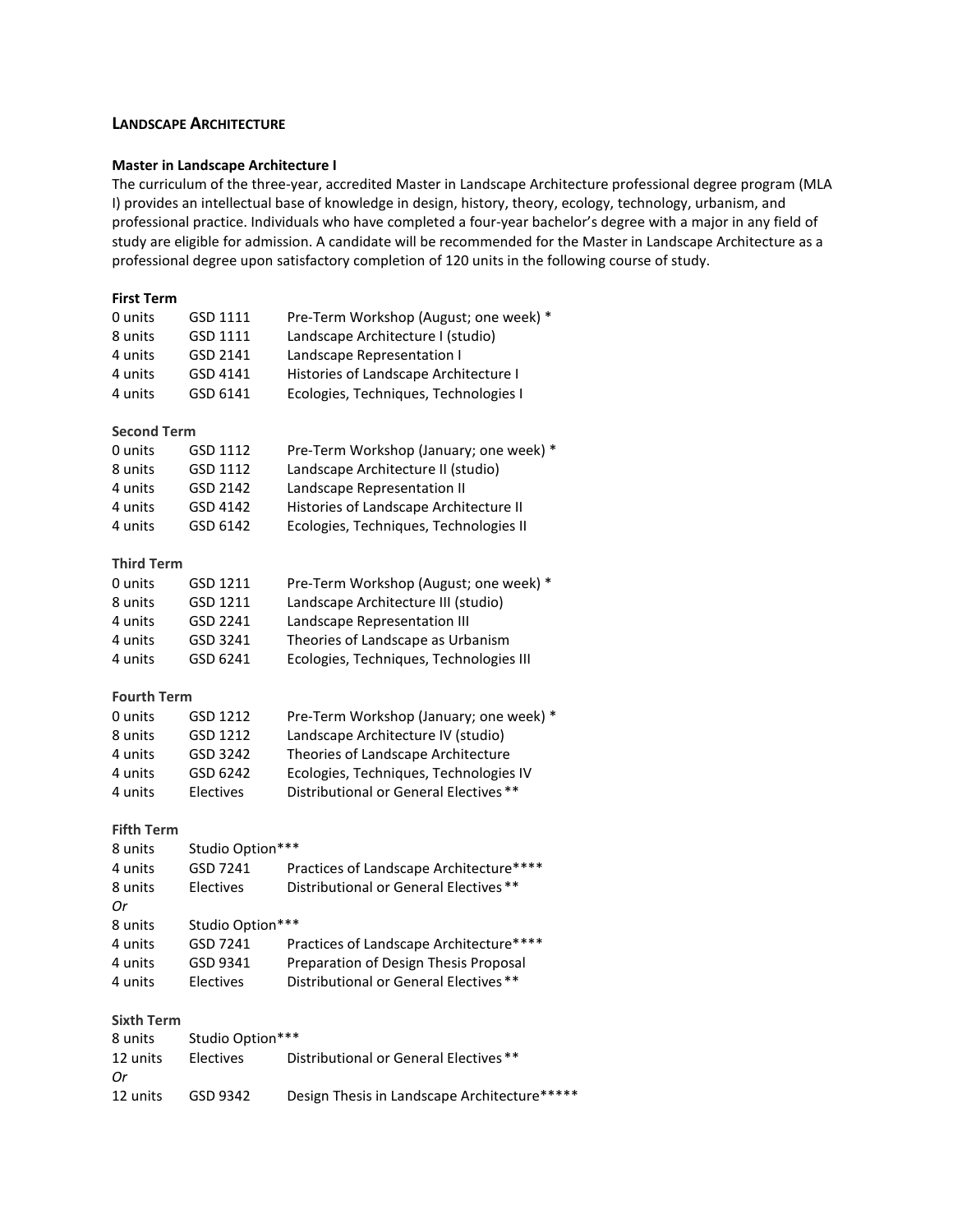## Landscape Architecture

### Master in Landscape Architecture I

The curriculum of the three-year, accredited Master in Landscape Architecture professional degree program (MLA I) provides an intellectual base of knowledge in design, history, theory, ecology, technology, urbanism, and professional practice. Individuals who have completed a four-year bachelor's degree with a major in any field of study are eligible for admission. A candidate will be recommended for the Master in Landscape Architecture as a professional degree upon satisfactory completion of 120 units in the following course of study.

**First Term**

| | | |
|---|---|---|
| 0 units | GSD 1111 | Pre-Term Workshop (August; one week) * |
| 8 units | GSD 1111 | Landscape Architecture I (studio) |
| 4 units | GSD 2141 | Landscape Representation I |
| 4 units | GSD 4141 | Histories of Landscape Architecture I |
| 4 units | GSD 6141 | Ecologies, Techniques, Technologies I |

**Second Term**

| | | |
|---|---|---|
| 0 units | GSD 1112 | Pre-Term Workshop (January; one week) * |
| 8 units | GSD 1112 | Landscape Architecture II (studio) |
| 4 units | GSD 2142 | Landscape Representation II |
| 4 units | GSD 4142 | Histories of Landscape Architecture II |
| 4 units | GSD 6142 | Ecologies, Techniques, Technologies II |

**Third Term**

| | | |
|---|---|---|
| 0 units | GSD 1211 | Pre-Term Workshop (August; one week) * |
| 8 units | GSD 1211 | Landscape Architecture III (studio) |
| 4 units | GSD 2241 | Landscape Representation III |
| 4 units | GSD 3241 | Theories of Landscape as Urbanism |
| 4 units | GSD 6241 | Ecologies, Techniques, Technologies III |

**Fourth Term**

| | | |
|---|---|---|
| 0 units | GSD 1212 | Pre-Term Workshop (January; one week) * |
| 8 units | GSD 1212 | Landscape Architecture IV (studio) |
| 4 units | GSD 3242 | Theories of Landscape Architecture |
| 4 units | GSD 6242 | Ecologies, Techniques, Technologies IV |
| 4 units | Electives | Distributional or General Electives ** |

**Fifth Term**

| | | |
|---|---|---|
| 8 units | Studio Option*** | |
| 4 units | GSD 7241 | Practices of Landscape Architecture**** |
| 8 units | Electives | Distributional or General Electives ** |
| *Or* | | |
| 8 units | Studio Option*** | |
| 4 units | GSD 7241 | Practices of Landscape Architecture**** |
| 4 units | GSD 9341 | Preparation of Design Thesis Proposal |
| 4 units | Electives | Distributional or General Electives ** |

**Sixth Term**

| | | |
|---|---|---|
| 8 units | Studio Option*** | |
| 12 units | Electives | Distributional or General Electives ** |
| *Or* | | |
| 12 units | GSD 9342 | Design Thesis in Landscape Architecture***** |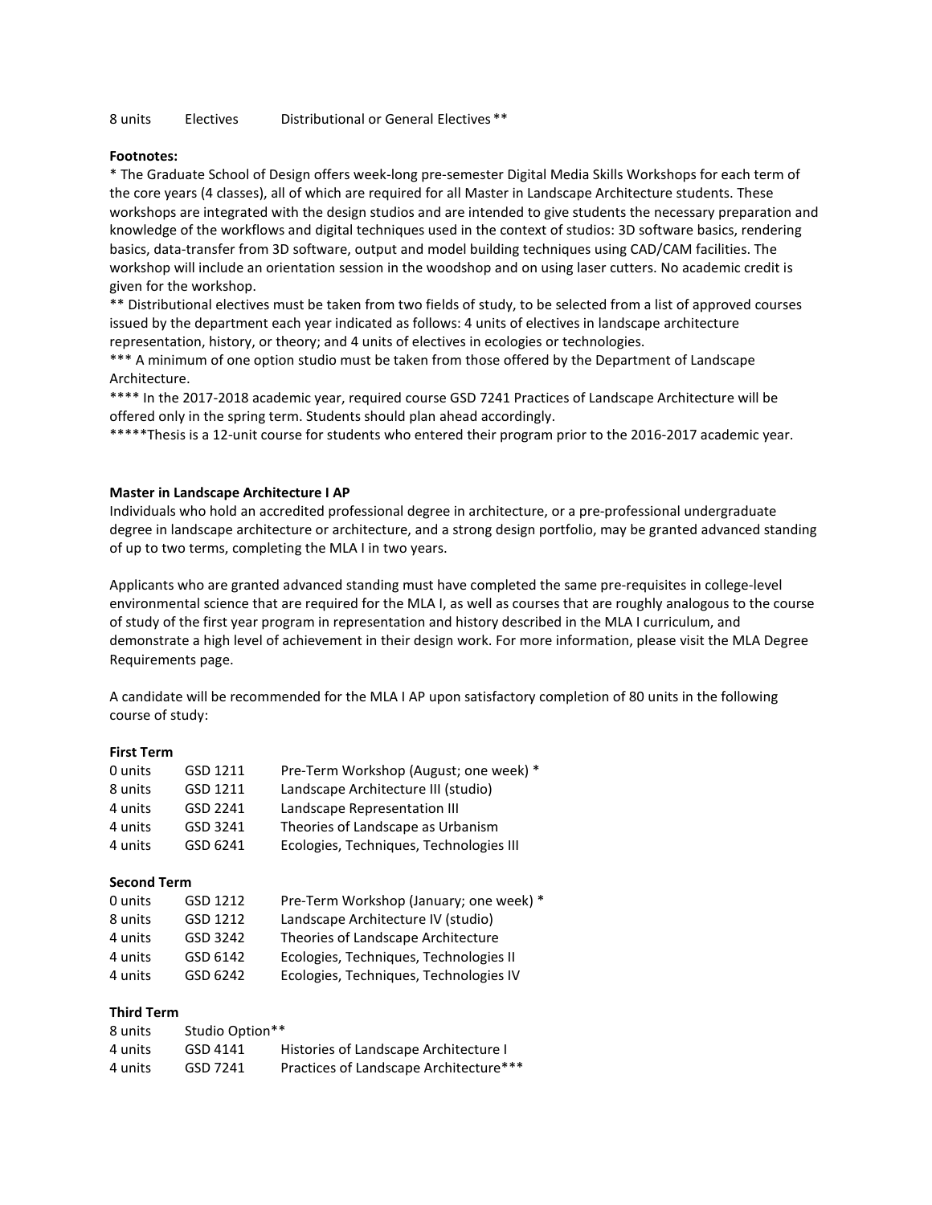| | | |
|---|---|---|
| 8 units | Electives | Distributional or General Electives ** |

**Footnotes:**

* The Graduate School of Design offers week-long pre-semester Digital Media Skills Workshops for each term of the core years (4 classes), all of which are required for all Master in Landscape Architecture students. These workshops are integrated with the design studios and are intended to give students the necessary preparation and knowledge of the workflows and digital techniques used in the context of studios: 3D software basics, rendering basics, data-transfer from 3D software, output and model building techniques using CAD/CAM facilities. The workshop will include an orientation session in the woodshop and on using laser cutters. No academic credit is given for the workshop.

** Distributional electives must be taken from two fields of study, to be selected from a list of approved courses issued by the department each year indicated as follows: 4 units of electives in landscape architecture representation, history, or theory; and 4 units of electives in ecologies or technologies.

*** A minimum of one option studio must be taken from those offered by the Department of Landscape Architecture.

**** In the 2017-2018 academic year, required course GSD 7241 Practices of Landscape Architecture will be offered only in the spring term. Students should plan ahead accordingly.

*****Thesis is a 12-unit course for students who entered their program prior to the 2016-2017 academic year.

**Master in Landscape Architecture I AP**

Individuals who hold an accredited professional degree in architecture, or a pre-professional undergraduate degree in landscape architecture or architecture, and a strong design portfolio, may be granted advanced standing of up to two terms, completing the MLA I in two years.

Applicants who are granted advanced standing must have completed the same pre-requisites in college-level environmental science that are required for the MLA I, as well as courses that are roughly analogous to the course of study of the first year program in representation and history described in the MLA I curriculum, and demonstrate a high level of achievement in their design work. For more information, please visit the MLA Degree Requirements page.

A candidate will be recommended for the MLA I AP upon satisfactory completion of 80 units in the following course of study:

**First Term**

| | | |
|---|---|---|
| 0 units | GSD 1211 | Pre-Term Workshop (August; one week) * |
| 8 units | GSD 1211 | Landscape Architecture III (studio) |
| 4 units | GSD 2241 | Landscape Representation III |
| 4 units | GSD 3241 | Theories of Landscape as Urbanism |
| 4 units | GSD 6241 | Ecologies, Techniques, Technologies III |

**Second Term**

| | | |
|---|---|---|
| 0 units | GSD 1212 | Pre-Term Workshop (January; one week) * |
| 8 units | GSD 1212 | Landscape Architecture IV (studio) |
| 4 units | GSD 3242 | Theories of Landscape Architecture |
| 4 units | GSD 6142 | Ecologies, Techniques, Technologies II |
| 4 units | GSD 6242 | Ecologies, Techniques, Technologies IV |

**Third Term**

| | | |
|---|---|---|
| 8 units | Studio Option** | |
| 4 units | GSD 4141 | Histories of Landscape Architecture I |
| 4 units | GSD 7241 | Practices of Landscape Architecture*** |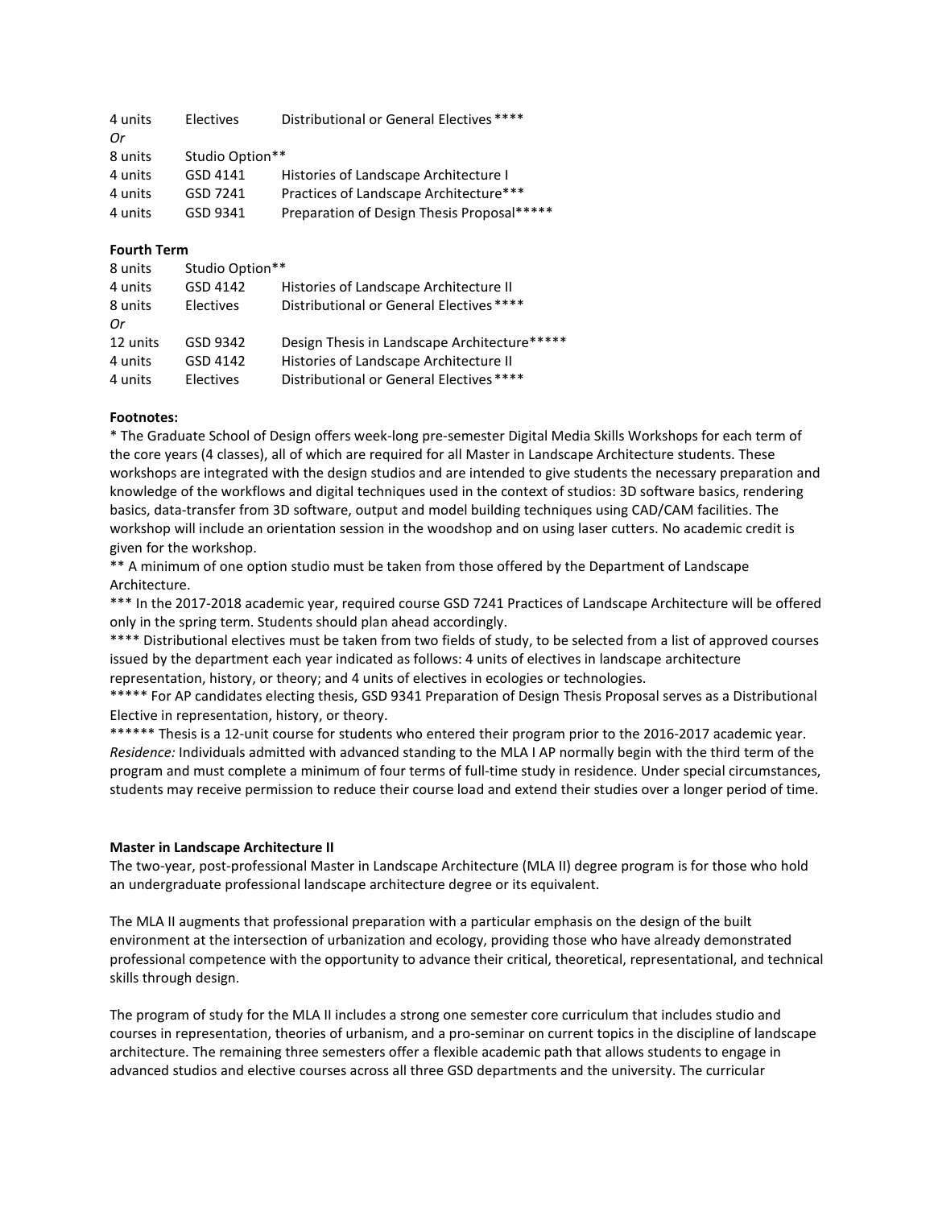| | | |
|---|---|---|
| 4 units | Electives | Distributional or General Electives **** |
| *Or* | | |
| 8 units | Studio Option** | |
| 4 units | GSD 4141 | Histories of Landscape Architecture I |
| 4 units | GSD 7241 | Practices of Landscape Architecture*** |
| 4 units | GSD 9341 | Preparation of Design Thesis Proposal***** |

**Fourth Term**

| | | |
|---|---|---|
| 8 units | Studio Option** | |
| 4 units | GSD 4142 | Histories of Landscape Architecture II |
| 8 units | Electives | Distributional or General Electives **** |
| *Or* | | |
| 12 units | GSD 9342 | Design Thesis in Landscape Architecture***** |
| 4 units | GSD 4142 | Histories of Landscape Architecture II |
| 4 units | Electives | Distributional or General Electives **** |

**Footnotes:**

* The Graduate School of Design offers week-long pre-semester Digital Media Skills Workshops for each term of the core years (4 classes), all of which are required for all Master in Landscape Architecture students. These workshops are integrated with the design studios and are intended to give students the necessary preparation and knowledge of the workflows and digital techniques used in the context of studios: 3D software basics, rendering basics, data-transfer from 3D software, output and model building techniques using CAD/CAM facilities. The workshop will include an orientation session in the woodshop and on using laser cutters. No academic credit is given for the workshop.

** A minimum of one option studio must be taken from those offered by the Department of Landscape Architecture.

*** In the 2017-2018 academic year, required course GSD 7241 Practices of Landscape Architecture will be offered only in the spring term. Students should plan ahead accordingly.

**** Distributional electives must be taken from two fields of study, to be selected from a list of approved courses issued by the department each year indicated as follows: 4 units of electives in landscape architecture representation, history, or theory; and 4 units of electives in ecologies or technologies.

***** For AP candidates electing thesis, GSD 9341 Preparation of Design Thesis Proposal serves as a Distributional Elective in representation, history, or theory.

****** Thesis is a 12-unit course for students who entered their program prior to the 2016-2017 academic year.

*Residence:* Individuals admitted with advanced standing to the MLA I AP normally begin with the third term of the program and must complete a minimum of four terms of full-time study in residence. Under special circumstances, students may receive permission to reduce their course load and extend their studies over a longer period of time.

**Master in Landscape Architecture II**

The two-year, post-professional Master in Landscape Architecture (MLA II) degree program is for those who hold an undergraduate professional landscape architecture degree or its equivalent.

The MLA II augments that professional preparation with a particular emphasis on the design of the built environment at the intersection of urbanization and ecology, providing those who have already demonstrated professional competence with the opportunity to advance their critical, theoretical, representational, and technical skills through design.

The program of study for the MLA II includes a strong one semester core curriculum that includes studio and courses in representation, theories of urbanism, and a pro-seminar on current topics in the discipline of landscape architecture. The remaining three semesters offer a flexible academic path that allows students to engage in advanced studios and elective courses across all three GSD departments and the university. The curricular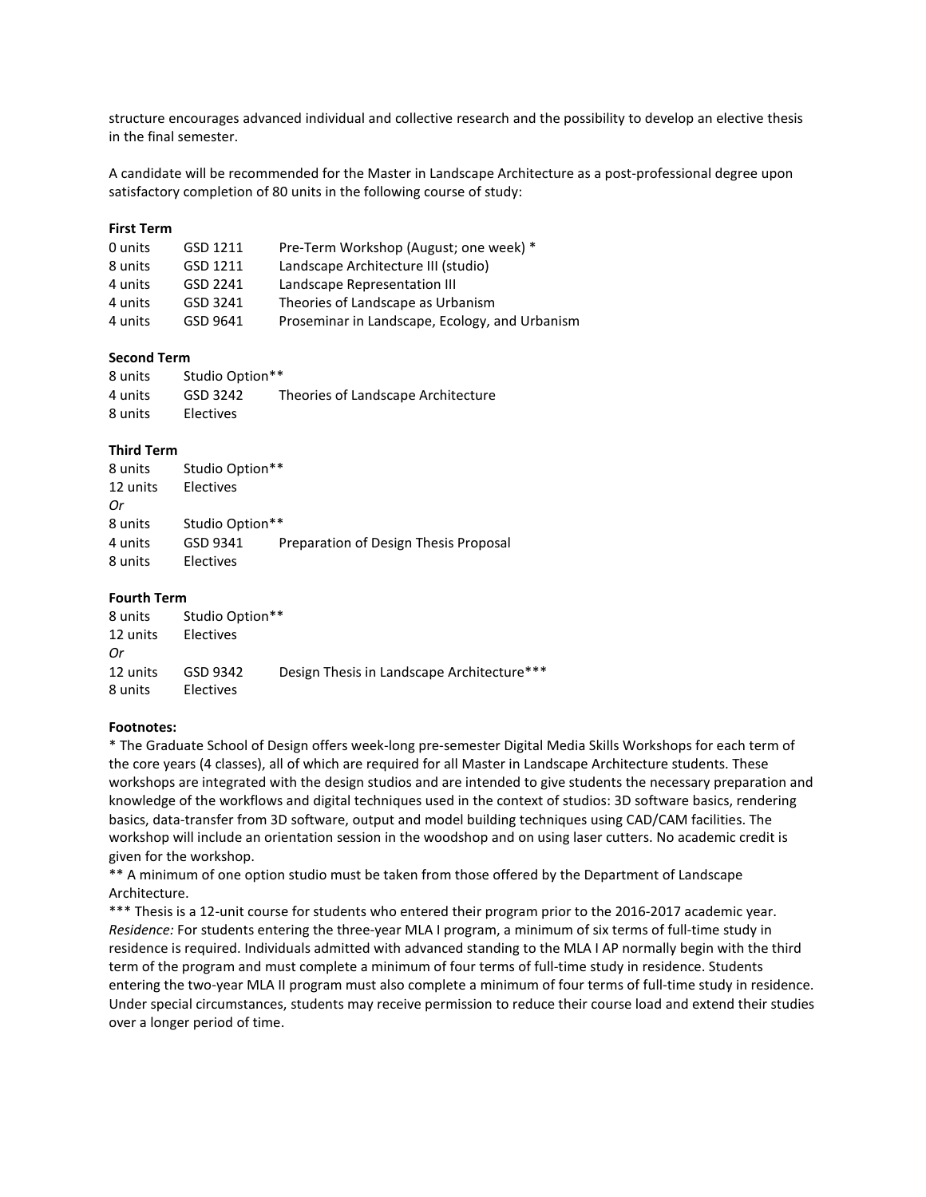structure encourages advanced individual and collective research and the possibility to develop an elective thesis in the final semester.

A candidate will be recommended for the Master in Landscape Architecture as a post-professional degree upon satisfactory completion of 80 units in the following course of study:

**First Term**

| | | |
|---|---|---|
| 0 units | GSD 1211 | Pre-Term Workshop (August; one week) * |
| 8 units | GSD 1211 | Landscape Architecture III (studio) |
| 4 units | GSD 2241 | Landscape Representation III |
| 4 units | GSD 3241 | Theories of Landscape as Urbanism |
| 4 units | GSD 9641 | Proseminar in Landscape, Ecology, and Urbanism |

**Second Term**

| | | |
|---|---|---|
| 8 units | Studio Option** | |
| 4 units | GSD 3242 | Theories of Landscape Architecture |
| 8 units | Electives | |

**Third Term**

| | | |
|---|---|---|
| 8 units | Studio Option** | |
| 12 units | Electives | |
| *Or* | | |
| 8 units | Studio Option** | |
| 4 units | GSD 9341 | Preparation of Design Thesis Proposal |
| 8 units | Electives | |

**Fourth Term**

| | | |
|---|---|---|
| 8 units | Studio Option** | |
| 12 units | Electives | |
| *Or* | | |
| 12 units | GSD 9342 | Design Thesis in Landscape Architecture*** |
| 8 units | Electives | |

**Footnotes:**

* The Graduate School of Design offers week-long pre-semester Digital Media Skills Workshops for each term of the core years (4 classes), all of which are required for all Master in Landscape Architecture students. These workshops are integrated with the design studios and are intended to give students the necessary preparation and knowledge of the workflows and digital techniques used in the context of studios: 3D software basics, rendering basics, data-transfer from 3D software, output and model building techniques using CAD/CAM facilities. The workshop will include an orientation session in the woodshop and on using laser cutters. No academic credit is given for the workshop.

** A minimum of one option studio must be taken from those offered by the Department of Landscape Architecture.

*** Thesis is a 12-unit course for students who entered their program prior to the 2016-2017 academic year.

*Residence:* For students entering the three-year MLA I program, a minimum of six terms of full-time study in residence is required. Individuals admitted with advanced standing to the MLA I AP normally begin with the third term of the program and must complete a minimum of four terms of full-time study in residence. Students entering the two-year MLA II program must also complete a minimum of four terms of full-time study in residence. Under special circumstances, students may receive permission to reduce their course load and extend their studies over a longer period of time.